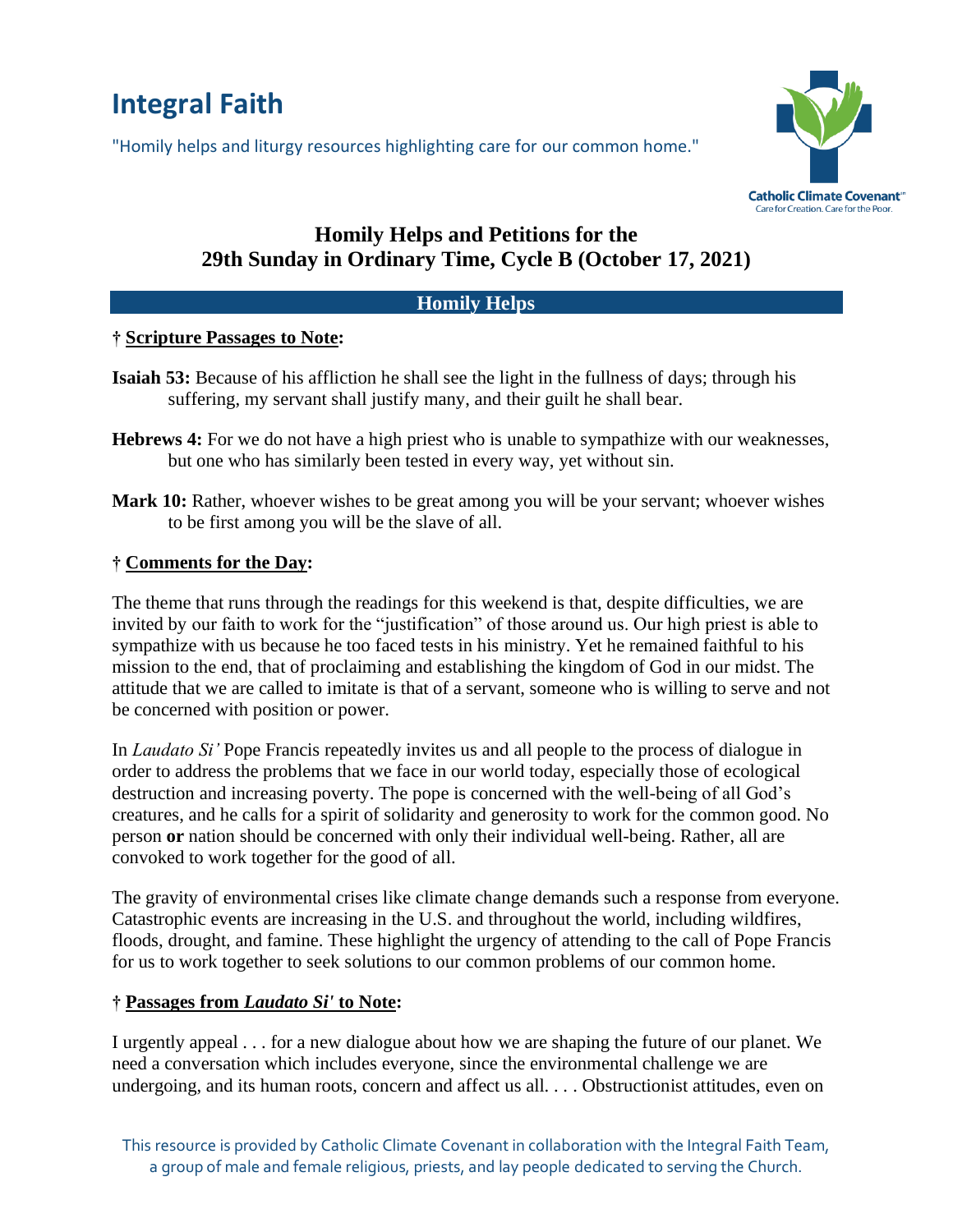# Integral Faith

"Homily helps and liturgy resources highlighting care for our common home."

Catholic Climate Covenant
Care for Creation. Care for the Poor.

## Homily Helps and Petitions for the 29th Sunday in Ordinary Time, Cycle B (October 17, 2021)

### Homily Helps

**† Scripture Passages to Note:**

**Isaiah 53:** Because of his affliction he shall see the light in the fullness of days; through his suffering, my servant shall justify many, and their guilt he shall bear.

**Hebrews 4:** For we do not have a high priest who is unable to sympathize with our weaknesses, but one who has similarly been tested in every way, yet without sin.

**Mark 10:** Rather, whoever wishes to be great among you will be your servant; whoever wishes to be first among you will be the slave of all.

**† Comments for the Day:**

The theme that runs through the readings for this weekend is that, despite difficulties, we are invited by our faith to work for the "justification" of those around us. Our high priest is able to sympathize with us because he too faced tests in his ministry. Yet he remained faithful to his mission to the end, that of proclaiming and establishing the kingdom of God in our midst. The attitude that we are called to imitate is that of a servant, someone who is willing to serve and not be concerned with position or power.

In *Laudato Si'* Pope Francis repeatedly invites us and all people to the process of dialogue in order to address the problems that we face in our world today, especially those of ecological destruction and increasing poverty. The pope is concerned with the well-being of all God's creatures, and he calls for a spirit of solidarity and generosity to work for the common good. No person **or** nation should be concerned with only their individual well-being. Rather, all are convoked to work together for the good of all.

The gravity of environmental crises like climate change demands such a response from everyone. Catastrophic events are increasing in the U.S. and throughout the world, including wildfires, floods, drought, and famine. These highlight the urgency of attending to the call of Pope Francis for us to work together to seek solutions to our common problems of our common home.

**† Passages from *Laudato Si'* to Note:**

I urgently appeal . . . for a new dialogue about how we are shaping the future of our planet. We need a conversation which includes everyone, since the environmental challenge we are undergoing, and its human roots, concern and affect us all. . . . Obstructionist attitudes, even on

This resource is provided by Catholic Climate Covenant in collaboration with the Integral Faith Team, a group of male and female religious, priests, and lay people dedicated to serving the Church.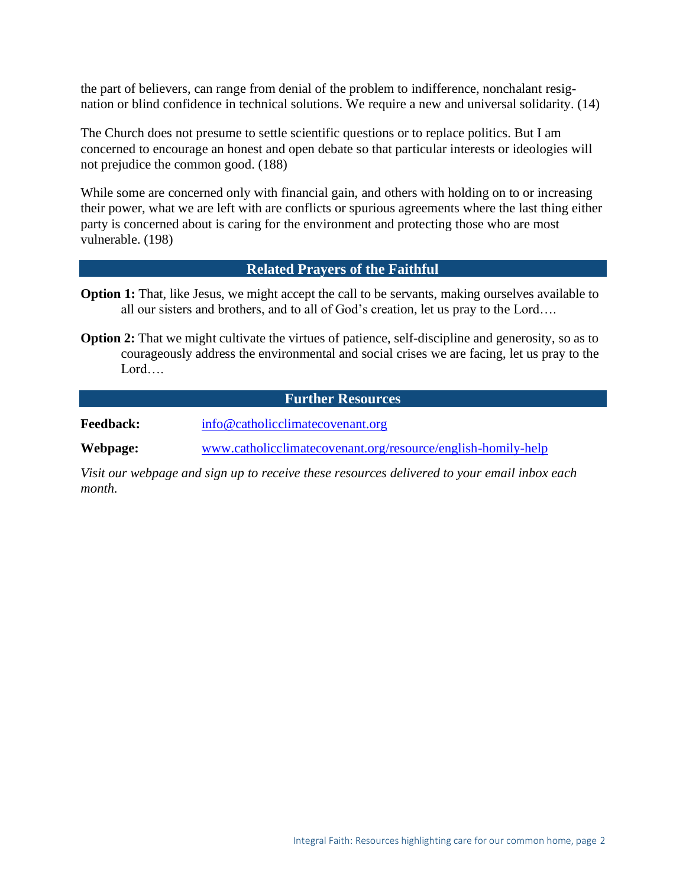the part of believers, can range from denial of the problem to indifference, nonchalant resignation or blind confidence in technical solutions. We require a new and universal solidarity. (14)

The Church does not presume to settle scientific questions or to replace politics. But I am concerned to encourage an honest and open debate so that particular interests or ideologies will not prejudice the common good. (188)

While some are concerned only with financial gain, and others with holding on to or increasing their power, what we are left with are conflicts or spurious agreements where the last thing either party is concerned about is caring for the environment and protecting those who are most vulnerable. (198)

## Related Prayers of the Faithful

**Option 1:** That, like Jesus, we might accept the call to be servants, making ourselves available to all our sisters and brothers, and to all of God's creation, let us pray to the Lord….

**Option 2:** That we might cultivate the virtues of patience, self-discipline and generosity, so as to courageously address the environmental and social crises we are facing, let us pray to the Lord….

## Further Resources

**Feedback:** info@catholicclimatecovenant.org

**Webpage:** www.catholicclimatecovenant.org/resource/english-homily-help

*Visit our webpage and sign up to receive these resources delivered to your email inbox each month.*